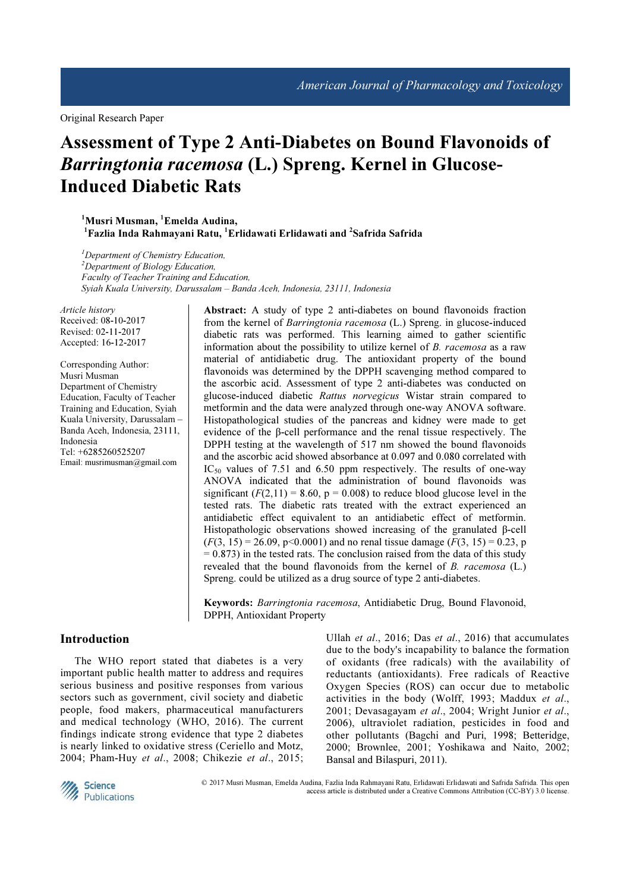Original Research Paper

# Assessment of Type 2 Anti-Diabetes on Bound Flavonoids of *Barringtonia racemosa* (L.) Spreng. Kernel in Glucose-Induced Diabetic Rats

[1]Musri Musman, [1]Emelda Audina, [1]Fazlia Inda Rahmayani Ratu, [1]Erlidawati Erlidawati and [2]Safrida Safrida

*[1]Department of Chemistry Education,*
*[2]Department of Biology Education,*
*Faculty of Teacher Training and Education,*
*Syiah Kuala University, Darussalam – Banda Aceh, Indonesia, 23111, Indonesia*

*Article history*
Received: 08-10-2017
Revised: 02-11-2017
Accepted: 16-12-2017

Corresponding Author:
Musri Musman
Department of Chemistry Education, Faculty of Teacher Training and Education, Syiah Kuala University, Darussalam – Banda Aceh, Indonesia, 23111, Indonesia
Tel: +6285260525207
Email: musrimusman@gmail.com

**Abstract:** A study of type 2 anti-diabetes on bound flavonoids fraction from the kernel of *Barringtonia racemosa* (L.) Spreng. in glucose-induced diabetic rats was performed. This learning aimed to gather scientific information about the possibility to utilize kernel of *B. racemosa* as a raw material of antidiabetic drug. The antioxidant property of the bound flavonoids was determined by the DPPH scavenging method compared to the ascorbic acid. Assessment of type 2 anti-diabetes was conducted on glucose-induced diabetic *Rattus norvegicus* Wistar strain compared to metformin and the data were analyzed through one-way ANOVA software. Histopathological studies of the pancreas and kidney were made to get evidence of the β-cell performance and the renal tissue respectively. The DPPH testing at the wavelength of 517 nm showed the bound flavonoids and the ascorbic acid showed absorbance at 0.097 and 0.080 correlated with $IC_{50}$ values of 7.51 and 6.50 ppm respectively. The results of one-way ANOVA indicated that the administration of bound flavonoids was significant ($F(2,11) = 8.60$, $p = 0.008$) to reduce blood glucose level in the tested rats. The diabetic rats treated with the extract experienced an antidiabetic effect equivalent to an antidiabetic effect of metformin. Histopathologic observations showed increasing of the granulated β-cell ($F(3, 15) = 26.09$, $p<0.0001$) and no renal tissue damage ($F(3, 15) = 0.23$, $p = 0.873$) in the tested rats. The conclusion raised from the data of this study revealed that the bound flavonoids from the kernel of *B. racemosa* (L.) Spreng. could be utilized as a drug source of type 2 anti-diabetes.

**Keywords:** *Barringtonia racemosa*, Antidiabetic Drug, Bound Flavonoid, DPPH, Antioxidant Property

## Introduction

The WHO report stated that diabetes is a very important public health matter to address and requires serious business and positive responses from various sectors such as government, civil society and diabetic people, food makers, pharmaceutical manufacturers and medical technology (WHO, 2016). The current findings indicate strong evidence that type 2 diabetes is nearly linked to oxidative stress (Ceriello and Motz, 2004; Pham-Huy *et al*., 2008; Chikezie *et al*., 2015; Ullah *et al*., 2016; Das *et al*., 2016) that accumulates due to the body's incapability to balance the formation of oxidants (free radicals) with the availability of reductants (antioxidants). Free radicals of Reactive Oxygen Species (ROS) can occur due to metabolic activities in the body (Wolff, 1993; Maddux *et al*., 2001; Devasagayam *et al*., 2004; Wright Junior *et al*., 2006), ultraviolet radiation, pesticides in food and other pollutants (Bagchi and Puri, 1998; Betteridge, 2000; Brownlee, 2001; Yoshikawa and Naito, 2002; Bansal and Bilaspuri, 2011).

© 2017 Musri Musman, Emelda Audina, Fazlia Inda Rahmayani Ratu, Erlidawati Erlidawati and Safrida Safrida. This open access article is distributed under a Creative Commons Attribution (CC-BY) 3.0 license.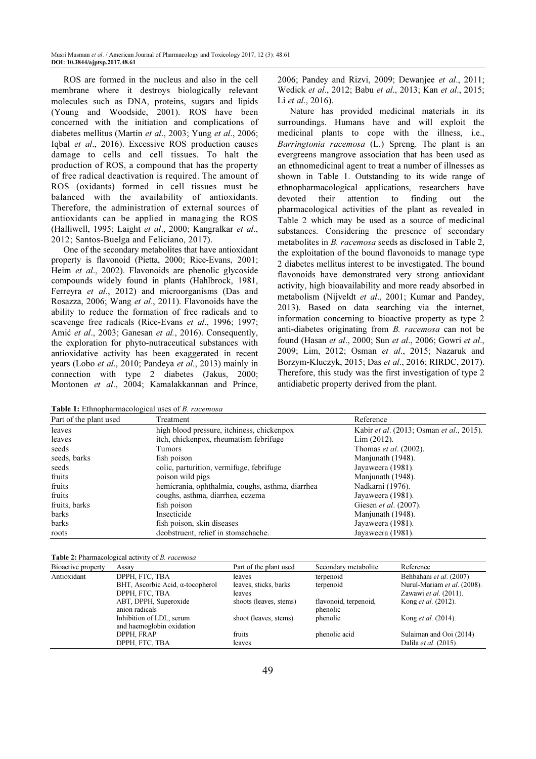ROS are formed in the nucleus and also in the cell membrane where it destroys biologically relevant molecules such as DNA, proteins, sugars and lipids (Young and Woodside, 2001). ROS have been concerned with the initiation and complications of diabetes mellitus (Martin *et al*., 2003; Yung *et al*., 2006; Iqbal *et al*., 2016). Excessive ROS production causes damage to cells and cell tissues. To halt the production of ROS, a compound that has the property of free radical deactivation is required. The amount of ROS (oxidants) formed in cell tissues must be balanced with the availability of antioxidants. Therefore, the administration of external sources of antioxidants can be applied in managing the ROS (Halliwell, 1995; Laight *et al*., 2000; Kangralkar *et al*., 2012; Santos-Buelga and Feliciano, 2017).

One of the secondary metabolites that have antioxidant property is flavonoid (Pietta, 2000; Rice-Evans, 2001; Heim *et al*., 2002). Flavonoids are phenolic glycoside compounds widely found in plants (Hahlbrock, 1981, Ferreyra *et al*., 2012) and microorganisms (Das and Rosazza, 2006; Wang *et al*., 2011). Flavonoids have the ability to reduce the formation of free radicals and to scavenge free radicals (Rice-Evans *et al*., 1996; 1997; Amić *et al*., 2003; Ganesan *et al.*, 2016). Consequently, the exploration for phyto-nutraceutical substances with antioxidative activity has been exaggerated in recent years (Lobo *et al*., 2010; Pandeya *et al.*, 2013) mainly in connection with type 2 diabetes (Jakus, 2000; Montonen *et al*., 2004; Kamalakkannan and Prince, 2006; Pandey and Rizvi, 2009; Dewanjee *et al*., 2011; Wedick *et al*., 2012; Babu *et al*., 2013; Kan *et al*., 2015; Li *et al*., 2016).

Nature has provided medicinal materials in its surroundings. Humans have and will exploit the medicinal plants to cope with the illness, i.e., *Barringtonia racemosa* (L.) Spreng. The plant is an evergreens mangrove association that has been used as an ethnomedicinal agent to treat a number of illnesses as shown in Table 1. Outstanding to its wide range of ethnopharmacological applications, researchers have devoted their attention to finding out the pharmacological activities of the plant as revealed in Table 2 which may be used as a source of medicinal substances. Considering the presence of secondary metabolites in *B. racemosa* seeds as disclosed in Table 2, the exploitation of the bound flavonoids to manage type 2 diabetes mellitus interest to be investigated. The bound flavonoids have demonstrated very strong antioxidant activity, high bioavailability and more ready absorbed in metabolism (Nijveldt *et al*., 2001; Kumar and Pandey, 2013). Based on data searching via the internet, information concerning to bioactive property as type 2 anti-diabetes originating from *B. racemosa* can not be found (Hasan *et al*., 2000; Sun *et al*., 2006; Gowri *et al*., 2009; Lim, 2012; Osman *et al*., 2015; Nazaruk and Borzym-Kluczyk, 2015; Das *et al*., 2016; RIRDC, 2017). Therefore, this study was the first investigation of type 2 antidiabetic property derived from the plant.

**Table 1:** Ethnopharmacological uses of *B. racemosa*

| Part of the plant used | Treatment | Reference |
|---|---|---|
| leaves | high blood pressure, itchiness, chickenpox | Kabir *et al*. (2013; Osman *et al*., 2015). |
| leaves | itch, chickenpox, rheumatism febrifuge | Lim (2012). |
| seeds | Tumors | Thomas *et al*. (2002). |
| seeds, barks | fish poison | Manjunath (1948). |
| seeds | colic, parturition, vermifuge, febrifuge | Jayaweera (1981). |
| fruits | poison wild pigs | Manjunath (1948). |
| fruits | hemicrania, ophthalmia, coughs, asthma, diarrhea | Nadkarni (1976). |
| fruits | coughs, asthma, diarrhea, eczema | Jayaweera (1981). |
| fruits, barks | fish poison | Giesen *et al*. (2007). |
| barks | Insecticide | Manjunath (1948). |
| barks | fish poison, skin diseases | Jayaweera (1981). |
| roots | deobstruent, relief in stomachache. | Jayaweera (1981). |

**Table 2:** Pharmacological activity of *B. racemosa*

| Bioactive property | Assay | Part of the plant used | Secondary metabolite | Reference |
|---|---|---|---|---|
| Antioxidant | DPPH, FTC, TBA | leaves | terpenoid | Behbahani *et al*. (2007). |
| | BHT, Ascorbic Acid, α-tocopherol | leaves, sticks, barks | terpenoid | Nurul-Mariam *et al*. (2008). |
| | DPPH, FTC, TBA | leaves | | Zawawi *et al*. (2011). |
| | ABT, DPPH, Superoxide anion radicals | shoots (leaves, stems) | flavonoid, terpenoid, phenolic | Kong *et al*. (2012). |
| | Inhibition of LDL, serum and haemoglobin oxidation | shoot (leaves, stems) | phenolic | Kong *et al*. (2014). |
| | DPPH, FRAP | fruits | phenolic acid | Sulaiman and Ooi (2014). |
| | DPPH, FTC, TBA | leaves | | Dalila *et al*. (2015). |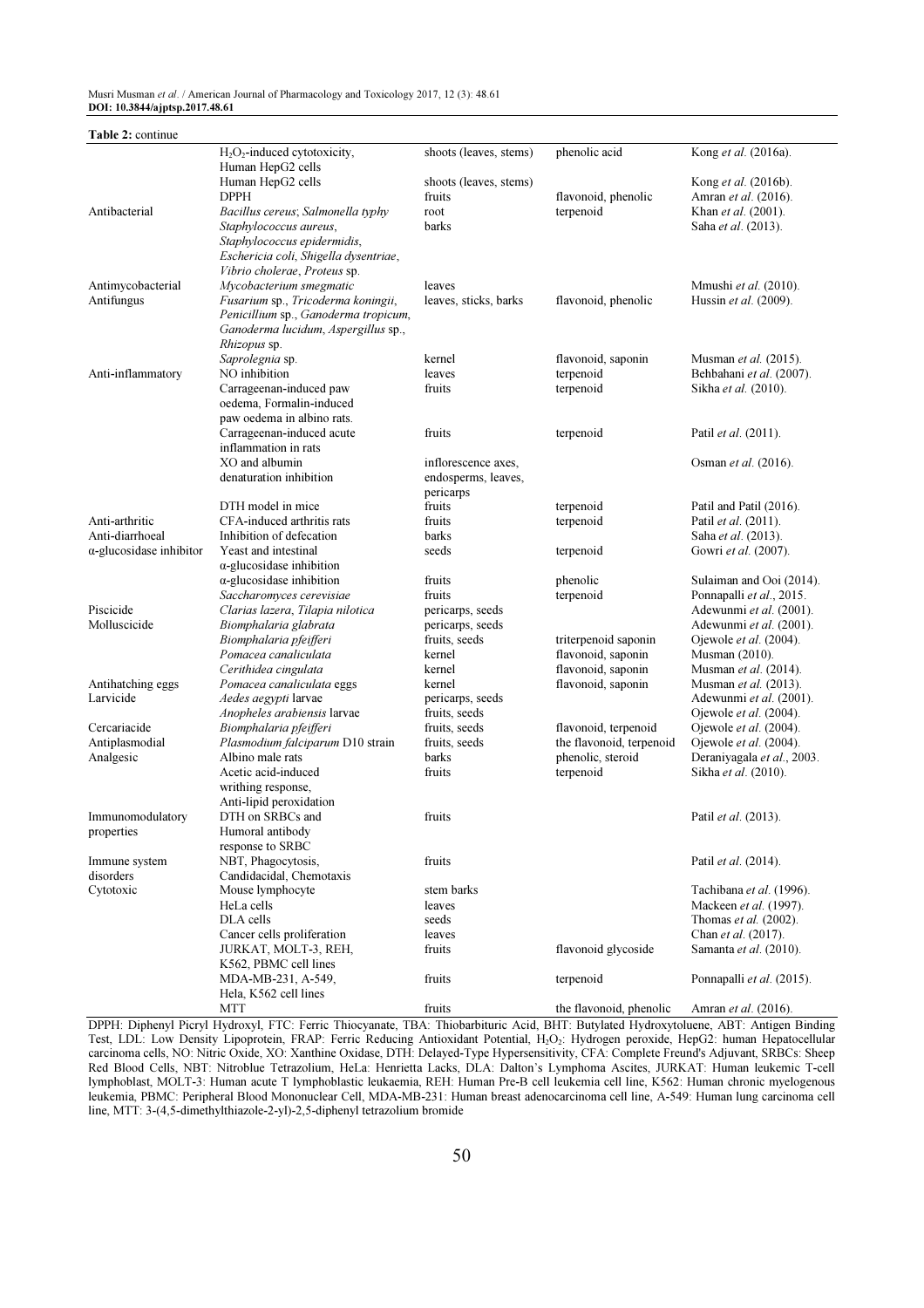**Table 2:** continue

| | | | | |
|---|---|---|---|---|
| | $H_2O_2$-induced cytotoxicity, Human HepG2 cells | shoots (leaves, stems) | phenolic acid | Kong *et al*. (2016a). |
| | Human HepG2 cells | shoots (leaves, stems) | | Kong *et al*. (2016b). |
| | DPPH | fruits | flavonoid, phenolic | Amran *et al*. (2016). |
| Antibacterial | *Bacillus cereus*; *Salmonella typhy* | root | terpenoid | Khan *et al*. (2001). |
| | *Staphylococcus aureus*, *Staphylococcus epidermidis*, *Eschericia coli*, *Shigella dysentriae*, *Vibrio cholerae*, *Proteus* sp. | barks | | Saha *et al*. (2013). |
| Antimycobacterial | *Mycobacterium smegmatic* | leaves | | Mmushi *et al*. (2010). |
| Antifungus | *Fusarium* sp., *Tricoderma koningii*, *Penicillium* sp., *Ganoderma tropicum*, *Ganoderma lucidum*, *Aspergillus* sp., *Rhizopus* sp. | leaves, sticks, barks | flavonoid, phenolic | Hussin *et al*. (2009). |
| | *Saprolegnia* sp. | kernel | flavonoid, saponin | Musman *et al*. (2015). |
| Anti-inflammatory | NO inhibition | leaves | terpenoid | Behbahani *et al*. (2007). |
| | Carrageenan-induced paw oedema, Formalin-induced paw oedema in albino rats. | fruits | terpenoid | Sikha *et al*. (2010). |
| | Carrageenan-induced acute inflammation in rats | fruits | terpenoid | Patil *et al*. (2011). |
| | XO and albumin denaturation inhibition | inflorescence axes, endosperms, leaves, pericarps | | Osman *et al*. (2016). |
| | DTH model in mice | fruits | terpenoid | Patil and Patil (2016). |
| Anti-arthritic | CFA-induced arthritis rats | fruits | terpenoid | Patil *et al*. (2011). |
| Anti-diarrhoeal | Inhibition of defecation | barks | | Saha *et al*. (2013). |
| α-glucosidase inhibitor | Yeast and intestinal α-glucosidase inhibition | seeds | terpenoid | Gowri *et al*. (2007). |
| | α-glucosidase inhibition | fruits | phenolic | Sulaiman and Ooi (2014). |
| | *Saccharomyces cerevisiae* | fruits | terpenoid | Ponnapalli *et al*., 2015. |
| Piscicide | *Clarias lazera*, *Tilapia nilotica* | pericarps, seeds | | Adewunmi *et al*. (2001). |
| Molluscicide | *Biomphalaria glabrata* | pericarps, seeds | | Adewunmi *et al*. (2001). |
| | *Biomphalaria pfeifferi* | fruits, seeds | triterpenoid saponin | Ojewole *et al*. (2004). |
| | *Pomacea canaliculata* | kernel | flavonoid, saponin | Musman (2010). |
| | *Cerithidea cingulata* | kernel | flavonoid, saponin | Musman *et al*. (2014). |
| Antihatching eggs | *Pomacea canaliculata* eggs | kernel | flavonoid, saponin | Musman *et al*. (2013). |
| Larvicide | *Aedes aegypti* larvae | pericarps, seeds | | Adewunmi *et al*. (2001). |
| | *Anopheles arabiensis* larvae | fruits, seeds | | Ojewole *et al*. (2004). |
| Cercariacide | *Biomphalaria pfeifferi* | fruits, seeds | flavonoid, terpenoid | Ojewole *et al*. (2004). |
| Antiplasmodial | *Plasmodium falciparum* D10 strain | fruits, seeds | the flavonoid, terpenoid | Ojewole *et al*. (2004). |
| Analgesic | Albino male rats | barks | phenolic, steroid | Deraniyagala *et al*., 2003. |
| | Acetic acid-induced writhing response, Anti-lipid peroxidation | fruits | terpenoid | Sikha *et al*. (2010). |
| Immunomodulatory properties | DTH on SRBCs and Humoral antibody response to SRBC | fruits | | Patil *et al*. (2013). |
| Immune system disorders | NBT, Phagocytosis, Candidacidal, Chemotaxis | fruits | | Patil *et al*. (2014). |
| Cytotoxic | Mouse lymphocyte | stem barks | | Tachibana *et al*. (1996). |
| | HeLa cells | leaves | | Mackeen *et al*. (1997). |
| | DLA cells | seeds | | Thomas *et al*. (2002). |
| | Cancer cells proliferation | leaves | | Chan *et al*. (2017). |
| | JURKAT, MOLT-3, REH, K562, PBMC cell lines | fruits | flavonoid glycoside | Samanta *et al*. (2010). |
| | MDA-MB-231, A-549, Hela, K562 cell lines | fruits | terpenoid | Ponnapalli *et al*. (2015). |
| | MTT | fruits | the flavonoid, phenolic | Amran *et al*. (2016). |

DPPH: Diphenyl Picryl Hydroxyl, FTC: Ferric Thiocyanate, TBA: Thiobarbituric Acid, BHT: Butylated Hydroxytoluene, ABT: Antigen Binding Test, LDL: Low Density Lipoprotein, FRAP: Ferric Reducing Antioxidant Potential, $H_2O_2$: Hydrogen peroxide, HepG2: human Hepatocellular carcinoma cells, NO: Nitric Oxide, XO: Xanthine Oxidase, DTH: Delayed-Type Hypersensitivity, CFA: Complete Freund's Adjuvant, SRBCs: Sheep Red Blood Cells, NBT: Nitroblue Tetrazolium, HeLa: Henrietta Lacks, DLA: Dalton's Lymphoma Ascites, JURKAT: Human leukemic T-cell lymphoblast, MOLT-3: Human acute T lymphoblastic leukaemia, REH: Human Pre-B cell leukemia cell line, K562: Human chronic myelogenous leukemia, PBMC: Peripheral Blood Mononuclear Cell, MDA-MB-231: Human breast adenocarcinoma cell line, A-549: Human lung carcinoma cell line, MTT: 3-(4,5-dimethylthiazole-2-yl)-2,5-diphenyl tetrazolium bromide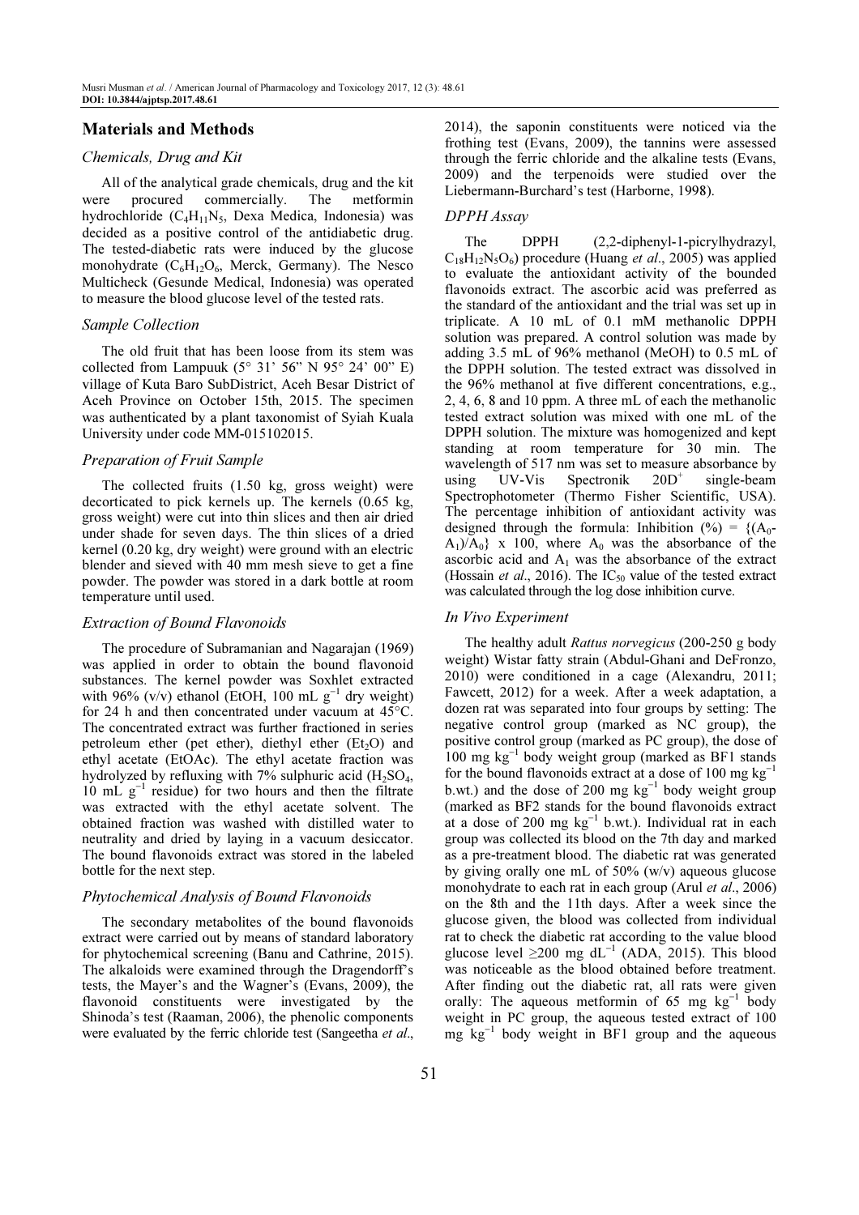## Materials and Methods

### Chemicals, Drug and Kit

All of the analytical grade chemicals, drug and the kit were procured commercially. The metformin hydrochloride ($C_4H_{11}N_5$, Dexa Medica, Indonesia) was decided as a positive control of the antidiabetic drug. The tested-diabetic rats were induced by the glucose monohydrate ($C_6H_{12}O_6$, Merck, Germany). The Nesco Multicheck (Gesunde Medical, Indonesia) was operated to measure the blood glucose level of the tested rats.

### Sample Collection

The old fruit that has been loose from its stem was collected from Lampuuk (5° 31' 56" N 95° 24' 00" E) village of Kuta Baro SubDistrict, Aceh Besar District of Aceh Province on October 15th, 2015. The specimen was authenticated by a plant taxonomist of Syiah Kuala University under code MM-015102015.

### Preparation of Fruit Sample

The collected fruits (1.50 kg, gross weight) were decorticated to pick kernels up. The kernels (0.65 kg, gross weight) were cut into thin slices and then air dried under shade for seven days. The thin slices of a dried kernel (0.20 kg, dry weight) were ground with an electric blender and sieved with 40 mm mesh sieve to get a fine powder. The powder was stored in a dark bottle at room temperature until used.

### Extraction of Bound Flavonoids

The procedure of Subramanian and Nagarajan (1969) was applied in order to obtain the bound flavonoid substances. The kernel powder was Soxhlet extracted with 96% (v/v) ethanol (EtOH, 100 mL $g^{-1}$ dry weight) for 24 h and then concentrated under vacuum at 45°C. The concentrated extract was further fractioned in series petroleum ether (pet ether), diethyl ether ($Et_2O$) and ethyl acetate (EtOAc). The ethyl acetate fraction was hydrolyzed by refluxing with 7% sulphuric acid ($H_2SO_4$, 10 mL $g^{-1}$ residue) for two hours and then the filtrate was extracted with the ethyl acetate solvent. The obtained fraction was washed with distilled water to neutrality and dried by laying in a vacuum desiccator. The bound flavonoids extract was stored in the labeled bottle for the next step.

### Phytochemical Analysis of Bound Flavonoids

The secondary metabolites of the bound flavonoids extract were carried out by means of standard laboratory for phytochemical screening (Banu and Cathrine, 2015). The alkaloids were examined through the Dragendorff's tests, the Mayer's and the Wagner's (Evans, 2009), the flavonoid constituents were investigated by the Shinoda's test (Raaman, 2006), the phenolic components were evaluated by the ferric chloride test (Sangeetha *et al*., 2014), the saponin constituents were noticed via the frothing test (Evans, 2009), the tannins were assessed through the ferric chloride and the alkaline tests (Evans, 2009) and the terpenoids were studied over the Liebermann-Burchard's test (Harborne, 1998).

### DPPH Assay

The DPPH (2,2-diphenyl-1-picrylhydrazyl, $C_{18}H_{12}N_5O_6$) procedure (Huang *et al*., 2005) was applied to evaluate the antioxidant activity of the bounded flavonoids extract. The ascorbic acid was preferred as the standard of the antioxidant and the trial was set up in triplicate. A 10 mL of 0.1 mM methanolic DPPH solution was prepared. A control solution was made by adding 3.5 mL of 96% methanol (MeOH) to 0.5 mL of the DPPH solution. The tested extract was dissolved in the 96% methanol at five different concentrations, e.g., 2, 4, 6, 8 and 10 ppm. A three mL of each the methanolic tested extract solution was mixed with one mL of the DPPH solution. The mixture was homogenized and kept standing at room temperature for 30 min. The wavelength of 517 nm was set to measure absorbance by using UV-Vis Spectronik $20D^+$ single-beam Spectrophotometer (Thermo Fisher Scientific, USA). The percentage inhibition of antioxidant activity was designed through the formula: Inhibition (%) = $\{(A_0 - A_1)/A_0\}$ x 100, where $A_0$ was the absorbance of the ascorbic acid and $A_1$ was the absorbance of the extract (Hossain *et al*., 2016). The $IC_{50}$ value of the tested extract was calculated through the log dose inhibition curve.

### In Vivo Experiment

The healthy adult *Rattus norvegicus* (200-250 g body weight) Wistar fatty strain (Abdul-Ghani and DeFronzo, 2010) were conditioned in a cage (Alexandru, 2011; Fawcett, 2012) for a week. After a week adaptation, a dozen rat was separated into four groups by setting: The negative control group (marked as NC group), the positive control group (marked as PC group), the dose of 100 mg $kg^{-1}$ body weight group (marked as BF1 stands for the bound flavonoids extract at a dose of 100 mg $kg^{-1}$ b.wt.) and the dose of 200 mg $kg^{-1}$ body weight group (marked as BF2 stands for the bound flavonoids extract at a dose of 200 mg $kg^{-1}$ b.wt.). Individual rat in each group was collected its blood on the 7th day and marked as a pre-treatment blood. The diabetic rat was generated by giving orally one mL of 50% (w/v) aqueous glucose monohydrate to each rat in each group (Arul *et al*., 2006) on the 8th and the 11th days. After a week since the glucose given, the blood was collected from individual rat to check the diabetic rat according to the value blood glucose level ≥200 mg $dL^{-1}$ (ADA, 2015). This blood was noticeable as the blood obtained before treatment. After finding out the diabetic rat, all rats were given orally: The aqueous metformin of 65 mg $kg^{-1}$ body weight in PC group, the aqueous tested extract of 100 mg $kg^{-1}$ body weight in BF1 group and the aqueous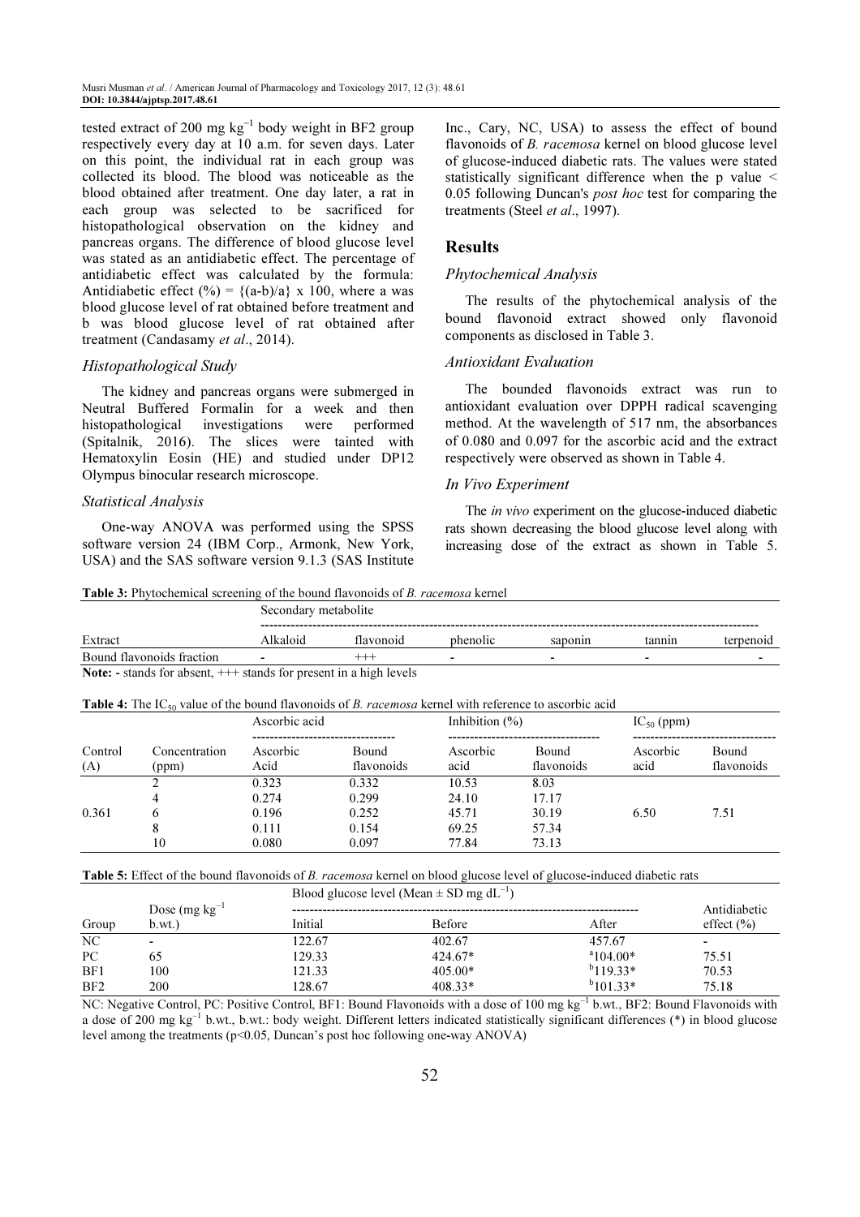tested extract of 200 mg $kg^{-1}$ body weight in BF2 group respectively every day at 10 a.m. for seven days. Later on this point, the individual rat in each group was collected its blood. The blood was noticeable as the blood obtained after treatment. One day later, a rat in each group was selected to be sacrificed for histopathological observation on the kidney and pancreas organs. The difference of blood glucose level was stated as an antidiabetic effect. The percentage of antidiabetic effect was calculated by the formula: Antidiabetic effect (%) = $\{(a-b)/a\}$ x 100, where a was blood glucose level of rat obtained before treatment and b was blood glucose level of rat obtained after treatment (Candasamy *et al*., 2014).

### Histopathological Study

The kidney and pancreas organs were submerged in Neutral Buffered Formalin for a week and then histopathological investigations were performed (Spitalnik, 2016). The slices were tainted with Hematoxylin Eosin (HE) and studied under DP12 Olympus binocular research microscope.

### Statistical Analysis

One-way ANOVA was performed using the SPSS software version 24 (IBM Corp., Armonk, New York, USA) and the SAS software version 9.1.3 (SAS Institute Inc., Cary, NC, USA) to assess the effect of bound flavonoids of *B. racemosa* kernel on blood glucose level of glucose-induced diabetic rats. The values were stated statistically significant difference when the p value < 0.05 following Duncan's *post hoc* test for comparing the treatments (Steel *et al*., 1997).

## Results

### Phytochemical Analysis

The results of the phytochemical analysis of the bound flavonoid extract showed only flavonoid components as disclosed in Table 3.

### Antioxidant Evaluation

The bounded flavonoids extract was run to antioxidant evaluation over DPPH radical scavenging method. At the wavelength of 517 nm, the absorbances of 0.080 and 0.097 for the ascorbic acid and the extract respectively were observed as shown in Table 4.

### In Vivo Experiment

The *in vivo* experiment on the glucose-induced diabetic rats shown decreasing the blood glucose level along with increasing dose of the extract as shown in Table 5.

**Table 3:** Phytochemical screening of the bound flavonoids of *B. racemosa* kernel

| | Secondary metabolite | | | | | |
|---|---|---|---|---|---|---|
| Extract | Alkaloid | flavonoid | phenolic | saponin | tannin | terpenoid |
| Bound flavonoids fraction | - | +++ | - | - | - | - |

**Note: -** stands for absent, +++ stands for present in a high levels

**Table 4:** The $IC_{50}$ value of the bound flavonoids of *B. racemosa* kernel with reference to ascorbic acid

| | | Ascorbic acid | | Inhibition (%) | | $IC_{50}$ (ppm) | |
|---|---|---|---|---|---|---|---|
| Control (A) | Concentration (ppm) | Ascorbic Acid | Bound flavonoids | Ascorbic acid | Bound flavonoids | Ascorbic acid | Bound flavonoids |
| 0.361 | 2 | 0.323 | 0.332 | 10.53 | 8.03 | 6.50 | 7.51 |
| | 4 | 0.274 | 0.299 | 24.10 | 17.17 | | |
| | 6 | 0.196 | 0.252 | 45.71 | 30.19 | | |
| | 8 | 0.111 | 0.154 | 69.25 | 57.34 | | |
| | 10 | 0.080 | 0.097 | 77.84 | 73.13 | | |

**Table 5:** Effect of the bound flavonoids of *B. racemosa* kernel on blood glucose level of glucose-induced diabetic rats

| | | Blood glucose level (Mean ± SD mg $dL^{-1}$) | | | |
|---|---|---|---|---|---|
| Group | Dose (mg $kg^{-1}$ b.wt.) | Initial | Before | After | Antidiabetic effect (%) |
| NC | - | 122.67 | 402.67 | 457.67 | - |
| PC | 65 | 129.33 | 424.67* | $^{a}$104.00* | 75.51 |
| BF1 | 100 | 121.33 | 405.00* | $^{b}$119.33* | 70.53 |
| BF2 | 200 | 128.67 | 408.33* | $^{b}$101.33* | 75.18 |

NC: Negative Control, PC: Positive Control, BF1: Bound Flavonoids with a dose of 100 mg $kg^{-1}$ b.wt., BF2: Bound Flavonoids with a dose of 200 mg $kg^{-1}$ b.wt., b.wt.: body weight. Different letters indicated statistically significant differences (*) in blood glucose level among the treatments ($p<0.05$, Duncan's post hoc following one-way ANOVA)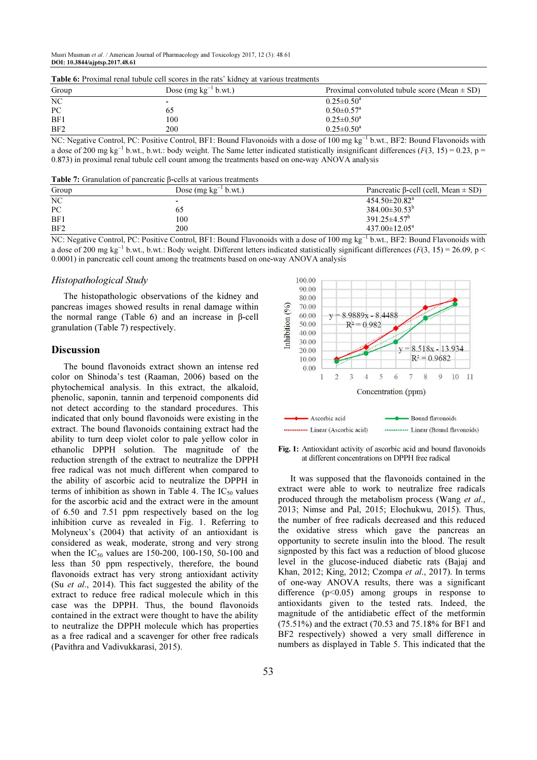**Table 6:** Proximal renal tubule cell scores in the rats' kidney at various treatments

| Group | Dose (mg $kg^{-1}$ b.wt.) | Proximal convoluted tubule score (Mean ± SD) |
|---|---|---|
| NC | - | $0.25\pm0.50^a$ |
| PC | 65 | $0.50\pm0.57^a$ |
| BF1 | 100 | $0.25\pm0.50^a$ |
| BF2 | 200 | $0.25\pm0.50^a$ |

NC: Negative Control, PC: Positive Control, BF1: Bound Flavonoids with a dose of 100 mg $kg^{-1}$ b.wt., BF2: Bound Flavonoids with a dose of 200 mg $kg^{-1}$ b.wt., b.wt.: body weight. The Same letter indicated statistically insignificant differences ($F(3, 15) = 0.23$, $p = 0.873$) in proximal renal tubule cell count among the treatments based on one-way ANOVA analysis

**Table 7:** Granulation of pancreatic β-cells at various treatments

| Group | Dose (mg $kg^{-1}$ b.wt.) | Pancreatic β-cell (cell, Mean ± SD) |
|---|---|---|
| NC | - | $454.50\pm20.82^a$ |
| PC | 65 | $384.00\pm30.53^b$ |
| BF1 | 100 | $391.25\pm4.57^b$ |
| BF2 | 200 | $437.00\pm12.05^a$ |

NC: Negative Control, PC: Positive Control, BF1: Bound Flavonoids with a dose of 100 mg $kg^{-1}$ b.wt., BF2: Bound Flavonoids with a dose of 200 mg $kg^{-1}$ b.wt., b.wt.: Body weight. Different letters indicated statistically significant differences ($F(3, 15) = 26.09$, $p < 0.0001$) in pancreatic cell count among the treatments based on one-way ANOVA analysis

### *Histopathological Study*

The histopathologic observations of the kidney and pancreas images showed results in renal damage within the normal range (Table 6) and an increase in β-cell granulation (Table 7) respectively.

## Discussion

The bound flavonoids extract shown an intense red color on Shinoda's test (Raaman, 2006) based on the phytochemical analysis. In this extract, the alkaloid, phenolic, saponin, tannin and terpenoid components did not detect according to the standard procedures. This indicated that only bound flavonoids were existing in the extract. The bound flavonoids containing extract had the ability to turn deep violet color to pale yellow color in ethanolic DPPH solution. The magnitude of the reduction strength of the extract to neutralize the DPPH free radical was not much different when compared to the ability of ascorbic acid to neutralize the DPPH in terms of inhibition as shown in Table 4. The $IC_{50}$ values for the ascorbic acid and the extract were in the amount of 6.50 and 7.51 ppm respectively based on the log inhibition curve as revealed in Fig. 1. Referring to Molyneux's (2004) that activity of an antioxidant is considered as weak, moderate, strong and very strong when the $IC_{50}$ values are 150-200, 100-150, 50-100 and less than 50 ppm respectively, therefore, the bound flavonoids extract has very strong antioxidant activity (Su *et al*., 2014). This fact suggested the ability of the extract to reduce free radical molecule which in this case was the DPPH. Thus, the bound flavonoids contained in the extract were thought to have the ability to neutralize the DPPH molecule which has properties as a free radical and a scavenger for other free radicals (Pavithra and Vadivukkarasi, 2015).

**Fig. 1:** Antioxidant activity of ascorbic acid and bound flavonoids at different concentrations on DPPH free radical

It was supposed that the flavonoids contained in the extract were able to work to neutralize free radicals produced through the metabolism process (Wang *et al*., 2013; Nimse and Pal, 2015; Elochukwu, 2015). Thus, the number of free radicals decreased and this reduced the oxidative stress which gave the pancreas an opportunity to secrete insulin into the blood. The result signposted by this fact was a reduction of blood glucose level in the glucose-induced diabetic rats (Bajaj and Khan, 2012; King, 2012; Czompa *et al*., 2017). In terms of one-way ANOVA results, there was a significant difference ($p<0.05$) among groups in response to antioxidants given to the tested rats. Indeed, the magnitude of the antidiabetic effect of the metformin (75.51%) and the extract (70.53 and 75.18% for BF1 and BF2 respectively) showed a very small difference in numbers as displayed in Table 5. This indicated that the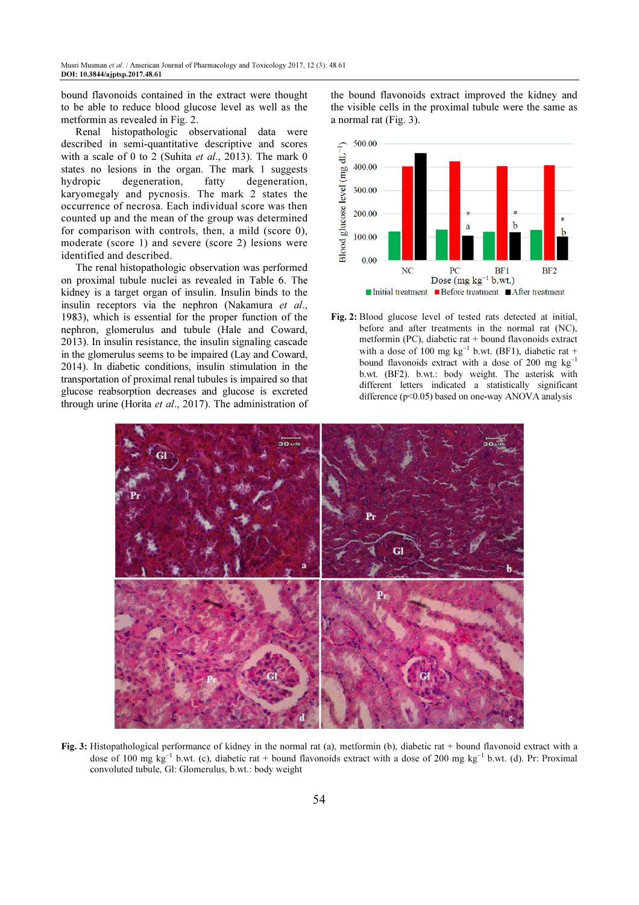bound flavonoids contained in the extract were thought to be able to reduce blood glucose level as well as the metformin as revealed in Fig. 2.

Renal histopathologic observational data were described in semi-quantitative descriptive and scores with a scale of 0 to 2 (Suhita *et al*., 2013). The mark 0 states no lesions in the organ. The mark 1 suggests hydropic degeneration, fatty degeneration, karyomegaly and pycnosis. The mark 2 states the occurrence of necrosa. Each individual score was then counted up and the mean of the group was determined for comparison with controls, then, a mild (score 0), moderate (score 1) and severe (score 2) lesions were identified and described.

The renal histopathologic observation was performed on proximal tubule nuclei as revealed in Table 6. The kidney is a target organ of insulin. Insulin binds to the insulin receptors via the nephron (Nakamura *et al*., 1983), which is essential for the proper function of the nephron, glomerulus and tubule (Hale and Coward, 2013). In insulin resistance, the insulin signaling cascade in the glomerulus seems to be impaired (Lay and Coward, 2014). In diabetic conditions, insulin stimulation in the transportation of proximal renal tubules is impaired so that glucose reabsorption decreases and glucose is excreted through urine (Horita *et al*., 2017). The administration of the bound flavonoids extract improved the kidney and the visible cells in the proximal tubule were the same as a normal rat (Fig. 3).

**Fig. 2:** Blood glucose level of tested rats detected at initial, before and after treatments in the normal rat (NC), metformin (PC), diabetic rat + bound flavonoids extract with a dose of 100 mg $kg^{-1}$ b.wt. (BF1), diabetic rat + bound flavonoids extract with a dose of 200 mg $kg^{-1}$ b.wt. (BF2). b.wt.: body weight. The asterisk with different letters indicated a statistically significant difference ($p<0.05$) based on one-way ANOVA analysis

**Fig. 3:** Histopathological performance of kidney in the normal rat (a), metformin (b), diabetic rat + bound flavonoid extract with a dose of 100 mg $kg^{-1}$ b.wt. (c), diabetic rat + bound flavonoids extract with a dose of 200 mg $kg^{-1}$ b.wt. (d). Pr: Proximal convoluted tubule, Gl: Glomerulus, b.wt.: body weight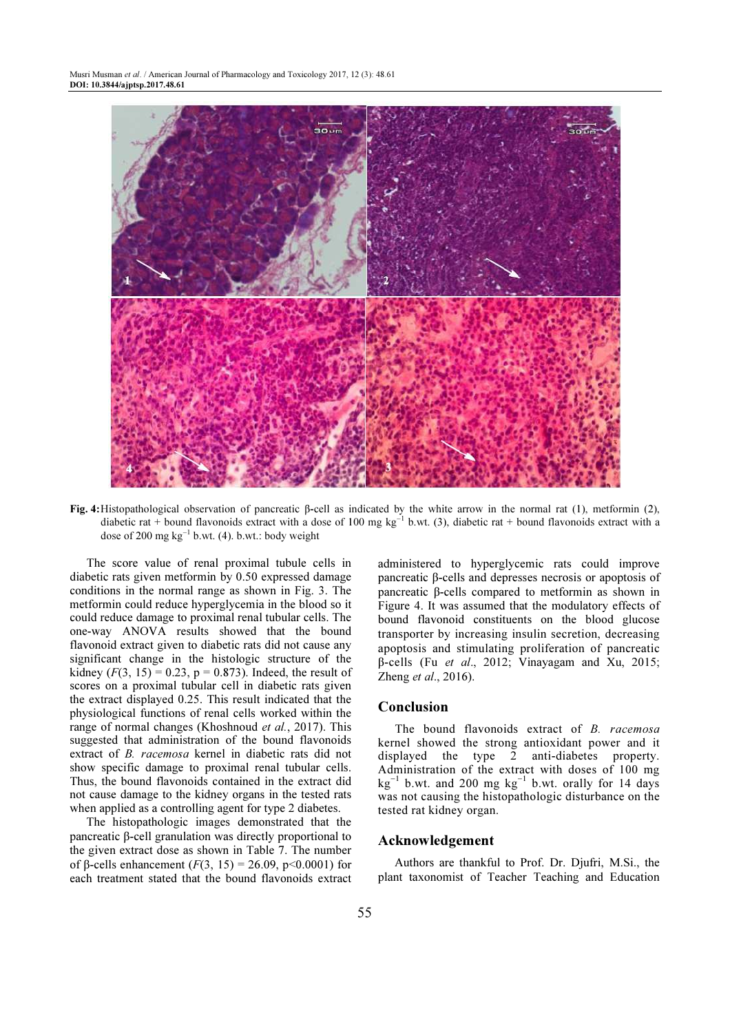**Fig. 4:** Histopathological observation of pancreatic β-cell as indicated by the white arrow in the normal rat (1), metformin (2), diabetic rat + bound flavonoids extract with a dose of 100 mg $kg^{-1}$ b.wt. (3), diabetic rat + bound flavonoids extract with a dose of 200 mg $kg^{-1}$ b.wt. (4). b.wt.: body weight

The score value of renal proximal tubule cells in diabetic rats given metformin by 0.50 expressed damage conditions in the normal range as shown in Fig. 3. The metformin could reduce hyperglycemia in the blood so it could reduce damage to proximal renal tubular cells. The one-way ANOVA results showed that the bound flavonoid extract given to diabetic rats did not cause any significant change in the histologic structure of the kidney ($F(3, 15) = 0.23$, $p = 0.873$). Indeed, the result of scores on a proximal tubular cell in diabetic rats given the extract displayed 0.25. This result indicated that the physiological functions of renal cells worked within the range of normal changes (Khoshnoud *et al.*, 2017). This suggested that administration of the bound flavonoids extract of *B. racemosa* kernel in diabetic rats did not show specific damage to proximal renal tubular cells. Thus, the bound flavonoids contained in the extract did not cause damage to the kidney organs in the tested rats when applied as a controlling agent for type 2 diabetes.

The histopathologic images demonstrated that the pancreatic β-cell granulation was directly proportional to the given extract dose as shown in Table 7. The number of β-cells enhancement ($F(3, 15) = 26.09$, $p<0.0001$) for each treatment stated that the bound flavonoids extract administered to hyperglycemic rats could improve pancreatic β-cells and depresses necrosis or apoptosis of pancreatic β-cells compared to metformin as shown in Figure 4. It was assumed that the modulatory effects of bound flavonoid constituents on the blood glucose transporter by increasing insulin secretion, decreasing apoptosis and stimulating proliferation of pancreatic β-cells (Fu *et al*., 2012; Vinayagam and Xu, 2015; Zheng *et al*., 2016).

## Conclusion

The bound flavonoids extract of *B. racemosa* kernel showed the strong antioxidant power and it displayed the type 2 anti-diabetes property. Administration of the extract with doses of 100 mg $kg^{-1}$ b.wt. and 200 mg $kg^{-1}$ b.wt. orally for 14 days was not causing the histopathologic disturbance on the tested rat kidney organ.

## Acknowledgement

Authors are thankful to Prof. Dr. Djufri, M.Si., the plant taxonomist of Teacher Teaching and Education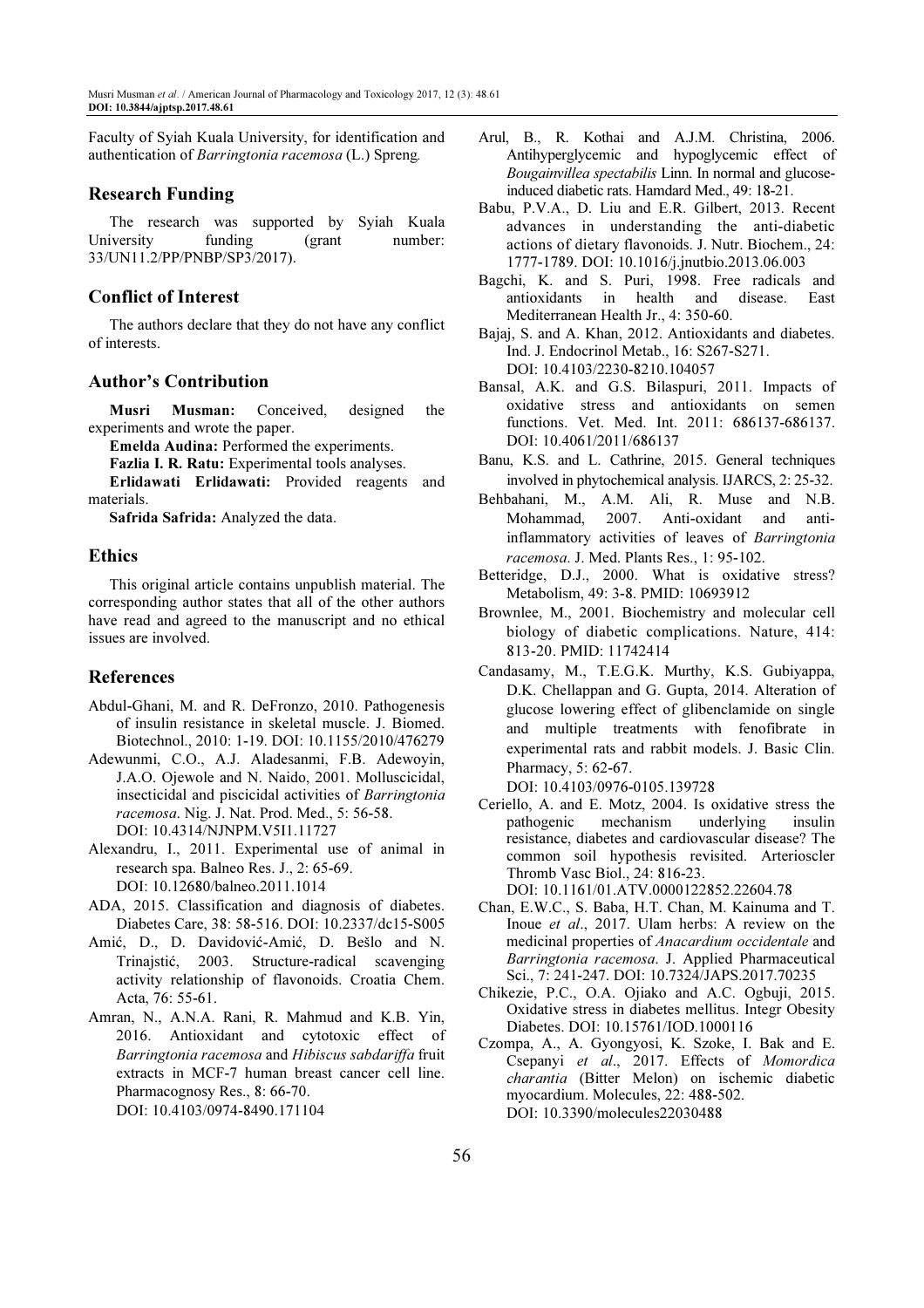Faculty of Syiah Kuala University, for identification and authentication of *Barringtonia racemosa* (L.) Spreng.

## Research Funding

The research was supported by Syiah Kuala University funding (grant number: 33/UN11.2/PP/PNBP/SP3/2017).

## Conflict of Interest

The authors declare that they do not have any conflict of interests.

## Author's Contribution

**Musri Musman:** Conceived, designed the experiments and wrote the paper.

**Emelda Audina:** Performed the experiments.

**Fazlia I. R. Ratu:** Experimental tools analyses.

**Erlidawati Erlidawati:** Provided reagents and materials.

**Safrida Safrida:** Analyzed the data.

## Ethics

This original article contains unpublish material. The corresponding author states that all of the other authors have read and agreed to the manuscript and no ethical issues are involved.

## References

Abdul-Ghani, M. and R. DeFronzo, 2010. Pathogenesis of insulin resistance in skeletal muscle. J. Biomed. Biotechnol., 2010: 1-19. DOI: 10.1155/2010/476279

Adewunmi, C.O., A.J. Aladesanmi, F.B. Adewoyin, J.A.O. Ojewole and N. Naido, 2001. Molluscicidal, insecticidal and piscicidal activities of *Barringtonia racemosa*. Nig. J. Nat. Prod. Med., 5: 56-58. DOI: 10.4314/NJNPM.V5I1.11727

Alexandru, I., 2011. Experimental use of animal in research spa. Balneo Res. J., 2: 65-69. DOI: 10.12680/balneo.2011.1014

ADA, 2015. Classification and diagnosis of diabetes. Diabetes Care, 38: 58-516. DOI: 10.2337/dc15-S005

Amić, D., D. Davidović-Amić, D. Bešlo and N. Trinajstić, 2003. Structure-radical scavenging activity relationship of flavonoids. Croatia Chem. Acta, 76: 55-61.

Amran, N., A.N.A. Rani, R. Mahmud and K.B. Yin, 2016. Antioxidant and cytotoxic effect of *Barringtonia racemosa* and *Hibiscus sabdariffa* fruit extracts in MCF-7 human breast cancer cell line. Pharmacognosy Res., 8: 66-70. DOI: 10.4103/0974-8490.171104

Arul, B., R. Kothai and A.J.M. Christina, 2006. Antihyperglycemic and hypoglycemic effect of *Bougainvillea spectabilis* Linn. In normal and glucose-induced diabetic rats. Hamdard Med., 49: 18-21.

Babu, P.V.A., D. Liu and E.R. Gilbert, 2013. Recent advances in understanding the anti-diabetic actions of dietary flavonoids. J. Nutr. Biochem., 24: 1777-1789. DOI: 10.1016/j.jnutbio.2013.06.003

Bagchi, K. and S. Puri, 1998. Free radicals and antioxidants in health and disease. East Mediterranean Health Jr., 4: 350-60.

Bajaj, S. and A. Khan, 2012. Antioxidants and diabetes. Ind. J. Endocrinol Metab., 16: S267-S271. DOI: 10.4103/2230-8210.104057

Bansal, A.K. and G.S. Bilaspuri, 2011. Impacts of oxidative stress and antioxidants on semen functions. Vet. Med. Int. 2011: 686137-686137. DOI: 10.4061/2011/686137

Banu, K.S. and L. Cathrine, 2015. General techniques involved in phytochemical analysis. IJARCS, 2: 25-32.

Behbahani, M., A.M. Ali, R. Muse and N.B. Mohammad, 2007. Anti-oxidant and anti-inflammatory activities of leaves of *Barringtonia racemosa*. J. Med. Plants Res., 1: 95-102.

Betteridge, D.J., 2000. What is oxidative stress? Metabolism, 49: 3-8. PMID: 10693912

Brownlee, M., 2001. Biochemistry and molecular cell biology of diabetic complications. Nature, 414: 813-20. PMID: 11742414

Candasamy, M., T.E.G.K. Murthy, K.S. Gubiyappa, D.K. Chellappan and G. Gupta, 2014. Alteration of glucose lowering effect of glibenclamide on single and multiple treatments with fenofibrate in experimental rats and rabbit models. J. Basic Clin. Pharmacy, 5: 62-67. DOI: 10.4103/0976-0105.139728

Ceriello, A. and E. Motz, 2004. Is oxidative stress the pathogenic mechanism underlying insulin resistance, diabetes and cardiovascular disease? The common soil hypothesis revisited. Arterioscler Thromb Vasc Biol., 24: 816-23. DOI: 10.1161/01.ATV.0000122852.22604.78

Chan, E.W.C., S. Baba, H.T. Chan, M. Kainuma and T. Inoue *et al*., 2017. Ulam herbs: A review on the medicinal properties of *Anacardium occidentale* and *Barringtonia racemosa*. J. Applied Pharmaceutical Sci., 7: 241-247. DOI: 10.7324/JAPS.2017.70235

Chikezie, P.C., O.A. Ojiako and A.C. Ogbuji, 2015. Oxidative stress in diabetes mellitus. Integr Obesity Diabetes. DOI: 10.15761/IOD.1000116

Czompa, A., A. Gyongyosi, K. Szoke, I. Bak and E. Csepanyi *et al*., 2017. Effects of *Momordica charantia* (Bitter Melon) on ischemic diabetic myocardium. Molecules, 22: 488-502. DOI: 10.3390/molecules22030488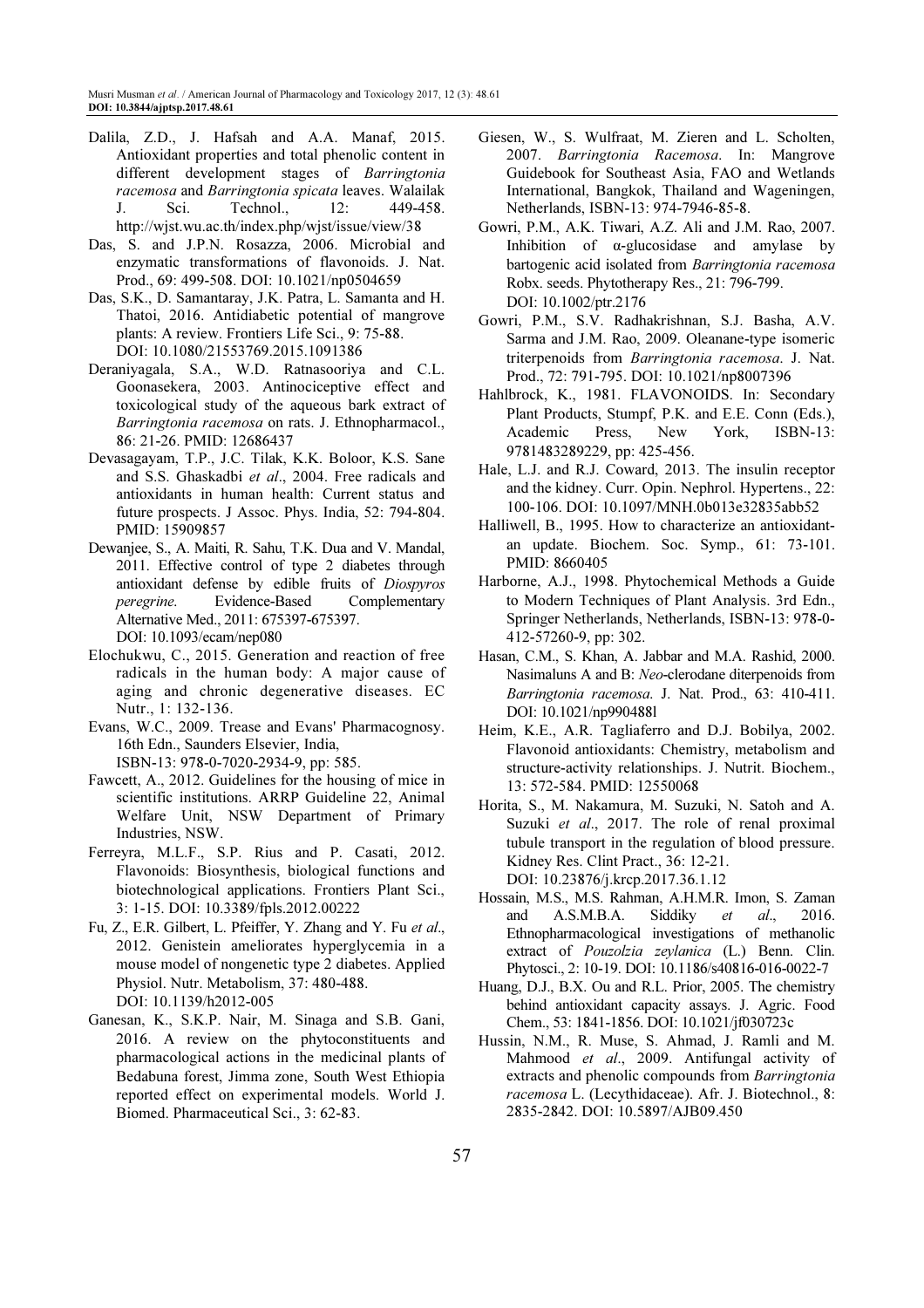Dalila, Z.D., J. Hafsah and A.A. Manaf, 2015. Antioxidant properties and total phenolic content in different development stages of *Barringtonia racemosa* and *Barringtonia spicata* leaves. Walailak J. Sci. Technol., 12: 449-458. http://wjst.wu.ac.th/index.php/wjst/issue/view/38

Das, S. and J.P.N. Rosazza, 2006. Microbial and enzymatic transformations of flavonoids. J. Nat. Prod., 69: 499-508. DOI: 10.1021/np0504659

Das, S.K., D. Samantaray, J.K. Patra, L. Samanta and H. Thatoi, 2016. Antidiabetic potential of mangrove plants: A review. Frontiers Life Sci., 9: 75-88. DOI: 10.1080/21553769.2015.1091386

Deraniyagala, S.A., W.D. Ratnasooriya and C.L. Goonasekera, 2003. Antinociceptive effect and toxicological study of the aqueous bark extract of *Barringtonia racemosa* on rats. J. Ethnopharmacol., 86: 21-26. PMID: 12686437

Devasagayam, T.P., J.C. Tilak, K.K. Boloor, K.S. Sane and S.S. Ghaskadbi *et al*., 2004. Free radicals and antioxidants in human health: Current status and future prospects. J Assoc. Phys. India, 52: 794-804. PMID: 15909857

Dewanjee, S., A. Maiti, R. Sahu, T.K. Dua and V. Mandal, 2011. Effective control of type 2 diabetes through antioxidant defense by edible fruits of *Diospyros peregrine*. Evidence-Based Complementary Alternative Med., 2011: 675397-675397. DOI: 10.1093/ecam/nep080

Elochukwu, C., 2015. Generation and reaction of free radicals in the human body: A major cause of aging and chronic degenerative diseases. EC Nutr., 1: 132-136.

Evans, W.C., 2009. Trease and Evans' Pharmacognosy. 16th Edn., Saunders Elsevier, India, ISBN-13: 978-0-7020-2934-9, pp: 585.

Fawcett, A., 2012. Guidelines for the housing of mice in scientific institutions. ARRP Guideline 22, Animal Welfare Unit, NSW Department of Primary Industries, NSW.

Ferreyra, M.L.F., S.P. Rius and P. Casati, 2012. Flavonoids: Biosynthesis, biological functions and biotechnological applications. Frontiers Plant Sci., 3: 1-15. DOI: 10.3389/fpls.2012.00222

Fu, Z., E.R. Gilbert, L. Pfeiffer, Y. Zhang and Y. Fu *et al*., 2012. Genistein ameliorates hyperglycemia in a mouse model of nongenetic type 2 diabetes. Applied Physiol. Nutr. Metabolism, 37: 480-488. DOI: 10.1139/h2012-005

Ganesan, K., S.K.P. Nair, M. Sinaga and S.B. Gani, 2016. A review on the phytoconstituents and pharmacological actions in the medicinal plants of Bedabuna forest, Jimma zone, South West Ethiopia reported effect on experimental models. World J. Biomed. Pharmaceutical Sci., 3: 62-83.

Giesen, W., S. Wulfraat, M. Zieren and L. Scholten, 2007. *Barringtonia Racemosa*. In: Mangrove Guidebook for Southeast Asia, FAO and Wetlands International, Bangkok, Thailand and Wageningen, Netherlands, ISBN-13: 974-7946-85-8.

Gowri, P.M., A.K. Tiwari, A.Z. Ali and J.M. Rao, 2007. Inhibition of α-glucosidase and amylase by bartogenic acid isolated from *Barringtonia racemosa* Robx. seeds. Phytotherapy Res., 21: 796-799. DOI: 10.1002/ptr.2176

Gowri, P.M., S.V. Radhakrishnan, S.J. Basha, A.V. Sarma and J.M. Rao, 2009. Oleanane-type isomeric triterpenoids from *Barringtonia racemosa*. J. Nat. Prod., 72: 791-795. DOI: 10.1021/np8007396

Hahlbrock, K., 1981. FLAVONOIDS. In: Secondary Plant Products, Stumpf, P.K. and E.E. Conn (Eds.), Academic Press, New York, ISBN-13: 9781483289229, pp: 425-456.

Hale, L.J. and R.J. Coward, 2013. The insulin receptor and the kidney. Curr. Opin. Nephrol. Hypertens., 22: 100-106. DOI: 10.1097/MNH.0b013e32835abb52

Halliwell, B., 1995. How to characterize an antioxidant-an update. Biochem. Soc. Symp., 61: 73-101. PMID: 8660405

Harborne, A.J., 1998. Phytochemical Methods a Guide to Modern Techniques of Plant Analysis. 3rd Edn., Springer Netherlands, Netherlands, ISBN-13: 978-0-412-57260-9, pp: 302.

Hasan, C.M., S. Khan, A. Jabbar and M.A. Rashid, 2000. Nasimaluns A and B: *Neo*-clerodane diterpenoids from *Barringtonia racemosa*. J. Nat. Prod., 63: 410-411. DOI: 10.1021/np990488l

Heim, K.E., A.R. Tagliaferro and D.J. Bobilya, 2002. Flavonoid antioxidants: Chemistry, metabolism and structure-activity relationships. J. Nutrit. Biochem., 13: 572-584. PMID: 12550068

Horita, S., M. Nakamura, M. Suzuki, N. Satoh and A. Suzuki *et al*., 2017. The role of renal proximal tubule transport in the regulation of blood pressure. Kidney Res. Clint Pract., 36: 12-21. DOI: 10.23876/j.krcp.2017.36.1.12

Hossain, M.S., M.S. Rahman, A.H.M.R. Imon, S. Zaman and A.S.M.B.A. Siddiky *et al*., 2016. Ethnopharmacological investigations of methanolic extract of *Pouzolzia zeylanica* (L.) Benn. Clin. Phytosci., 2: 10-19. DOI: 10.1186/s40816-016-0022-7

Huang, D.J., B.X. Ou and R.L. Prior, 2005. The chemistry behind antioxidant capacity assays. J. Agric. Food Chem., 53: 1841-1856. DOI: 10.1021/jf030723c

Hussin, N.M., R. Muse, S. Ahmad, J. Ramli and M. Mahmood *et al*., 2009. Antifungal activity of extracts and phenolic compounds from *Barringtonia racemosa* L. (Lecythidaceae). Afr. J. Biotechnol., 8: 2835-2842. DOI: 10.5897/AJB09.450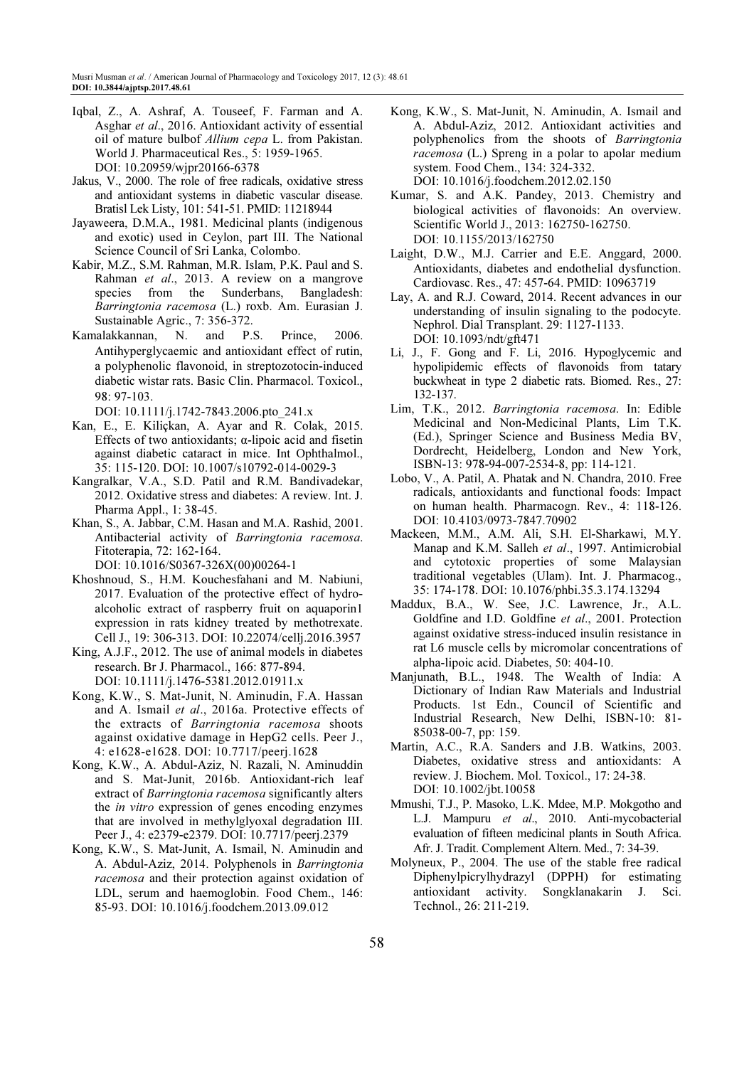Iqbal, Z., A. Ashraf, A. Touseef, F. Farman and A. Asghar *et al*., 2016. Antioxidant activity of essential oil of mature bulbof *Allium cepa* L. from Pakistan. World J. Pharmaceutical Res., 5: 1959-1965. DOI: 10.20959/wjpr20166-6378

Jakus, V., 2000. The role of free radicals, oxidative stress and antioxidant systems in diabetic vascular disease. Bratisl Lek Listy, 101: 541-51. PMID: 11218944

Jayaweera, D.M.A., 1981. Medicinal plants (indigenous and exotic) used in Ceylon, part III. The National Science Council of Sri Lanka, Colombo.

Kabir, M.Z., S.M. Rahman, M.R. Islam, P.K. Paul and S. Rahman *et al*., 2013. A review on a mangrove species from the Sunderbans, Bangladesh: *Barringtonia racemosa* (L.) roxb. Am. Eurasian J. Sustainable Agric., 7: 356-372.

Kamalakkannan, N. and P.S. Prince, 2006. Antihyperglycaemic and antioxidant effect of rutin, a polyphenolic flavonoid, in streptozotocin-induced diabetic wistar rats. Basic Clin. Pharmacol. Toxicol., 98: 97-103. DOI: 10.1111/j.1742-7843.2006.pto_241.x

Kan, E., E. Kiliçkan, A. Ayar and R. Colak, 2015. Effects of two antioxidants; α-lipoic acid and fisetin against diabetic cataract in mice. Int Ophthalmol., 35: 115-120. DOI: 10.1007/s10792-014-0029-3

Kangralkar, V.A., S.D. Patil and R.M. Bandivadekar, 2012. Oxidative stress and diabetes: A review. Int. J. Pharma Appl., 1: 38-45.

Khan, S., A. Jabbar, C.M. Hasan and M.A. Rashid, 2001. Antibacterial activity of *Barringtonia racemosa*. Fitoterapia, 72: 162-164. DOI: 10.1016/S0367-326X(00)00264-1

Khoshnoud, S., H.M. Kouchesfahani and M. Nabiuni, 2017. Evaluation of the protective effect of hydro-alcoholic extract of raspberry fruit on aquaporin1 expression in rats kidney treated by methotrexate. Cell J., 19: 306-313. DOI: 10.22074/cellj.2016.3957

King, A.J.F., 2012. The use of animal models in diabetes research. Br J. Pharmacol., 166: 877-894. DOI: 10.1111/j.1476-5381.2012.01911.x

Kong, K.W., S. Mat-Junit, N. Aminudin, F.A. Hassan and A. Ismail *et al*., 2016a. Protective effects of the extracts of *Barringtonia racemosa* shoots against oxidative damage in HepG2 cells. Peer J., 4: e1628-e1628. DOI: 10.7717/peerj.1628

Kong, K.W., A. Abdul-Aziz, N. Razali, N. Aminuddin and S. Mat-Junit, 2016b. Antioxidant-rich leaf extract of *Barringtonia racemosa* significantly alters the *in vitro* expression of genes encoding enzymes that are involved in methylglyoxal degradation III. Peer J., 4: e2379-e2379. DOI: 10.7717/peerj.2379

Kong, K.W., S. Mat-Junit, A. Ismail, N. Aminudin and A. Abdul-Aziz, 2014. Polyphenols in *Barringtonia racemosa* and their protection against oxidation of LDL, serum and haemoglobin. Food Chem., 146: 85-93. DOI: 10.1016/j.foodchem.2013.09.012

Kong, K.W., S. Mat-Junit, N. Aminudin, A. Ismail and A. Abdul-Aziz, 2012. Antioxidant activities and polyphenolics from the shoots of *Barringtonia racemosa* (L.) Spreng in a polar to apolar medium system. Food Chem., 134: 324-332. DOI: 10.1016/j.foodchem.2012.02.150

Kumar, S. and A.K. Pandey, 2013. Chemistry and biological activities of flavonoids: An overview. Scientific World J., 2013: 162750-162750. DOI: 10.1155/2013/162750

Laight, D.W., M.J. Carrier and E.E. Anggard, 2000. Antioxidants, diabetes and endothelial dysfunction. Cardiovasc. Res., 47: 457-64. PMID: 10963719

Lay, A. and R.J. Coward, 2014. Recent advances in our understanding of insulin signaling to the podocyte. Nephrol. Dial Transplant. 29: 1127-1133. DOI: 10.1093/ndt/gft471

Li, J., F. Gong and F. Li, 2016. Hypoglycemic and hypolipidemic effects of flavonoids from tatary buckwheat in type 2 diabetic rats. Biomed. Res., 27: 132-137.

Lim, T.K., 2012. *Barringtonia racemosa*. In: Edible Medicinal and Non-Medicinal Plants, Lim T.K. (Ed.), Springer Science and Business Media BV, Dordrecht, Heidelberg, London and New York, ISBN-13: 978-94-007-2534-8, pp: 114-121.

Lobo, V., A. Patil, A. Phatak and N. Chandra, 2010. Free radicals, antioxidants and functional foods: Impact on human health. Pharmacogn. Rev., 4: 118-126. DOI: 10.4103/0973-7847.70902

Mackeen, M.M., A.M. Ali, S.H. El-Sharkawi, M.Y. Manap and K.M. Salleh *et al*., 1997. Antimicrobial and cytotoxic properties of some Malaysian traditional vegetables (Ulam). Int. J. Pharmacog., 35: 174-178. DOI: 10.1076/phbi.35.3.174.13294

Maddux, B.A., W. See, J.C. Lawrence, Jr., A.L. Goldfine and I.D. Goldfine *et al*., 2001. Protection against oxidative stress-induced insulin resistance in rat L6 muscle cells by micromolar concentrations of alpha-lipoic acid. Diabetes, 50: 404-10.

Manjunath, B.L., 1948. The Wealth of India: A Dictionary of Indian Raw Materials and Industrial Products. 1st Edn., Council of Scientific and Industrial Research, New Delhi, ISBN-10: 81-85038-00-7, pp: 159.

Martin, A.C., R.A. Sanders and J.B. Watkins, 2003. Diabetes, oxidative stress and antioxidants: A review. J. Biochem. Mol. Toxicol., 17: 24-38. DOI: 10.1002/jbt.10058

Mmushi, T.J., P. Masoko, L.K. Mdee, M.P. Mokgotho and L.J. Mampuru *et al*., 2010. Anti-mycobacterial evaluation of fifteen medicinal plants in South Africa. Afr. J. Tradit. Complement Altern. Med., 7: 34-39.

Molyneux, P., 2004. The use of the stable free radical Diphenylpicrylhydrazyl (DPPH) for estimating antioxidant activity. Songklanakarin J. Sci. Technol., 26: 211-219.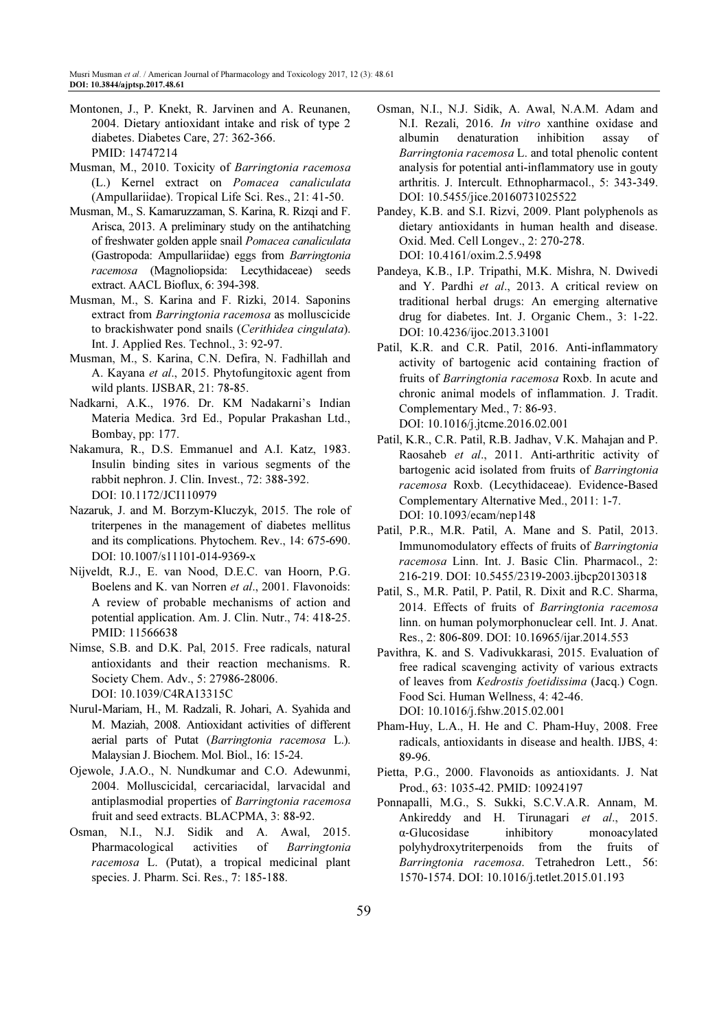Montonen, J., P. Knekt, R. Jarvinen and A. Reunanen, 2004. Dietary antioxidant intake and risk of type 2 diabetes. Diabetes Care, 27: 362-366. PMID: 14747214

Musman, M., 2010. Toxicity of *Barringtonia racemosa* (L.) Kernel extract on *Pomacea canaliculata* (Ampullariidae). Tropical Life Sci. Res., 21: 41-50.

Musman, M., S. Kamaruzzaman, S. Karina, R. Rizqi and F. Arisca, 2013. A preliminary study on the antihatching of freshwater golden apple snail *Pomacea canaliculata* (Gastropoda: Ampullariidae) eggs from *Barringtonia racemosa* (Magnoliopsida: Lecythidaceae) seeds extract. AACL Bioflux, 6: 394-398.

Musman, M., S. Karina and F. Rizki, 2014. Saponins extract from *Barringtonia racemosa* as molluscicide to brackishwater pond snails (*Cerithidea cingulata*). Int. J. Applied Res. Technol., 3: 92-97.

Musman, M., S. Karina, C.N. Defira, N. Fadhillah and A. Kayana *et al*., 2015. Phytofungitoxic agent from wild plants. IJSBAR, 21: 78-85.

Nadkarni, A.K., 1976. Dr. KM Nadakarni's Indian Materia Medica. 3rd Ed., Popular Prakashan Ltd., Bombay, pp: 177.

Nakamura, R., D.S. Emmanuel and A.I. Katz, 1983. Insulin binding sites in various segments of the rabbit nephron. J. Clin. Invest., 72: 388-392. DOI: 10.1172/JCI110979

Nazaruk, J. and M. Borzym-Kluczyk, 2015. The role of triterpenes in the management of diabetes mellitus and its complications. Phytochem. Rev., 14: 675-690. DOI: 10.1007/s11101-014-9369-x

Nijveldt, R.J., E. van Nood, D.E.C. van Hoorn, P.G. Boelens and K. van Norren *et al*., 2001. Flavonoids: A review of probable mechanisms of action and potential application. Am. J. Clin. Nutr., 74: 418-25. PMID: 11566638

Nimse, S.B. and D.K. Pal, 2015. Free radicals, natural antioxidants and their reaction mechanisms. R. Society Chem. Adv., 5: 27986-28006. DOI: 10.1039/C4RA13315C

Nurul-Mariam, H., M. Radzali, R. Johari, A. Syahida and M. Maziah, 2008. Antioxidant activities of different aerial parts of Putat (*Barringtonia racemosa* L.). Malaysian J. Biochem. Mol. Biol., 16: 15-24.

Ojewole, J.A.O., N. Nundkumar and C.O. Adewunmi, 2004. Molluscicidal, cercariacidal, larvacidal and antiplasmodial properties of *Barringtonia racemosa* fruit and seed extracts. BLACPMA, 3: 88-92.

Osman, N.I., N.J. Sidik and A. Awal, 2015. Pharmacological activities of *Barringtonia racemosa* L. (Putat), a tropical medicinal plant species. J. Pharm. Sci. Res., 7: 185-188.

Osman, N.I., N.J. Sidik, A. Awal, N.A.M. Adam and N.I. Rezali, 2016. *In vitro* xanthine oxidase and albumin denaturation inhibition assay of *Barringtonia racemosa* L. and total phenolic content analysis for potential anti-inflammatory use in gouty arthritis. J. Intercult. Ethnopharmacol., 5: 343-349. DOI: 10.5455/jice.20160731025522

Pandey, K.B. and S.I. Rizvi, 2009. Plant polyphenols as dietary antioxidants in human health and disease. Oxid. Med. Cell Longev., 2: 270-278. DOI: 10.4161/oxim.2.5.9498

Pandeya, K.B., I.P. Tripathi, M.K. Mishra, N. Dwivedi and Y. Pardhi *et al*., 2013. A critical review on traditional herbal drugs: An emerging alternative drug for diabetes. Int. J. Organic Chem., 3: 1-22. DOI: 10.4236/ijoc.2013.31001

Patil, K.R. and C.R. Patil, 2016. Anti-inflammatory activity of bartogenic acid containing fraction of fruits of *Barringtonia racemosa* Roxb. In acute and chronic animal models of inflammation. J. Tradit. Complementary Med., 7: 86-93. DOI: 10.1016/j.jtcme.2016.02.001

Patil, K.R., C.R. Patil, R.B. Jadhav, V.K. Mahajan and P. Raosaheb *et al*., 2011. Anti-arthritic activity of bartogenic acid isolated from fruits of *Barringtonia racemosa* Roxb. (Lecythidaceae). Evidence-Based Complementary Alternative Med., 2011: 1-7. DOI: 10.1093/ecam/nep148

Patil, P.R., M.R. Patil, A. Mane and S. Patil, 2013. Immunomodulatory effects of fruits of *Barringtonia racemosa* Linn. Int. J. Basic Clin. Pharmacol., 2: 216-219. DOI: 10.5455/2319-2003.ijbcp20130318

Patil, S., M.R. Patil, P. Patil, R. Dixit and R.C. Sharma, 2014. Effects of fruits of *Barringtonia racemosa* linn. on human polymorphonuclear cell. Int. J. Anat. Res., 2: 806-809. DOI: 10.16965/ijar.2014.553

Pavithra, K. and S. Vadivukkarasi, 2015. Evaluation of free radical scavenging activity of various extracts of leaves from *Kedrostis foetidissima* (Jacq.) Cogn. Food Sci. Human Wellness, 4: 42-46. DOI: 10.1016/j.fshw.2015.02.001

Pham-Huy, L.A., H. He and C. Pham-Huy, 2008. Free radicals, antioxidants in disease and health. IJBS, 4: 89-96.

Pietta, P.G., 2000. Flavonoids as antioxidants. J. Nat Prod., 63: 1035-42. PMID: 10924197

Ponnapalli, M.G., S. Sukki, S.C.V.A.R. Annam, M. Ankireddy and H. Tirunagari *et al*., 2015. α-Glucosidase inhibitory monoacylated polyhydroxytriterpenoids from the fruits of *Barringtonia racemosa*. Tetrahedron Lett., 56: 1570-1574. DOI: 10.1016/j.tetlet.2015.01.193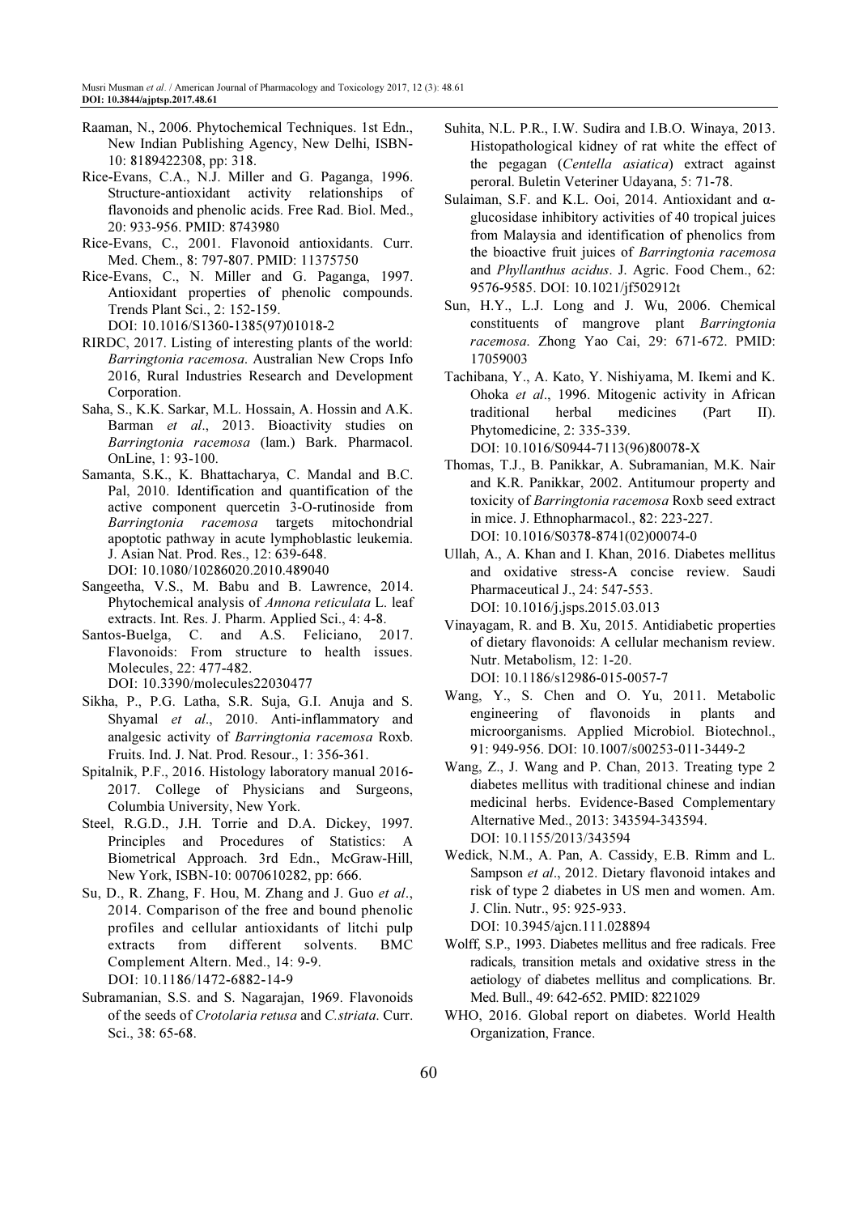Raaman, N., 2006. Phytochemical Techniques. 1st Edn., New Indian Publishing Agency, New Delhi, ISBN-10: 8189422308, pp: 318.

Rice-Evans, C.A., N.J. Miller and G. Paganga, 1996. Structure-antioxidant activity relationships of flavonoids and phenolic acids. Free Rad. Biol. Med., 20: 933-956. PMID: 8743980

Rice-Evans, C., 2001. Flavonoid antioxidants. Curr. Med. Chem., 8: 797-807. PMID: 11375750

Rice-Evans, C., N. Miller and G. Paganga, 1997. Antioxidant properties of phenolic compounds. Trends Plant Sci., 2: 152-159. DOI: 10.1016/S1360-1385(97)01018-2

RIRDC, 2017. Listing of interesting plants of the world: *Barringtonia racemosa*. Australian New Crops Info 2016, Rural Industries Research and Development Corporation.

Saha, S., K.K. Sarkar, M.L. Hossain, A. Hossin and A.K. Barman *et al*., 2013. Bioactivity studies on *Barringtonia racemosa* (lam.) Bark. Pharmacol. OnLine, 1: 93-100.

Samanta, S.K., K. Bhattacharya, C. Mandal and B.C. Pal, 2010. Identification and quantification of the active component quercetin 3-O-rutinoside from *Barringtonia racemosa* targets mitochondrial apoptotic pathway in acute lymphoblastic leukemia. J. Asian Nat. Prod. Res., 12: 639-648. DOI: 10.1080/10286020.2010.489040

Sangeetha, V.S., M. Babu and B. Lawrence, 2014. Phytochemical analysis of *Annona reticulata* L. leaf extracts. Int. Res. J. Pharm. Applied Sci., 4: 4-8.

Santos-Buelga, C. and A.S. Feliciano, 2017. Flavonoids: From structure to health issues. Molecules, 22: 477-482. DOI: 10.3390/molecules22030477

Sikha, P., P.G. Latha, S.R. Suja, G.I. Anuja and S. Shyamal *et al*., 2010. Anti-inflammatory and analgesic activity of *Barringtonia racemosa* Roxb. Fruits. Ind. J. Nat. Prod. Resour., 1: 356-361.

Spitalnik, P.F., 2016. Histology laboratory manual 2016-2017. College of Physicians and Surgeons, Columbia University, New York.

Steel, R.G.D., J.H. Torrie and D.A. Dickey, 1997. Principles and Procedures of Statistics: A Biometrical Approach. 3rd Edn., McGraw-Hill, New York, ISBN-10: 0070610282, pp: 666.

Su, D., R. Zhang, F. Hou, M. Zhang and J. Guo *et al*., 2014. Comparison of the free and bound phenolic profiles and cellular antioxidants of litchi pulp extracts from different solvents. BMC Complement Altern. Med., 14: 9-9. DOI: 10.1186/1472-6882-14-9

Subramanian, S.S. and S. Nagarajan, 1969. Flavonoids of the seeds of *Crotolaria retusa* and *C.striata*. Curr. Sci., 38: 65-68.

Suhita, N.L. P.R., I.W. Sudira and I.B.O. Winaya, 2013. Histopathological kidney of rat white the effect of the pegagan (*Centella asiatica*) extract against peroral. Buletin Veteriner Udayana, 5: 71-78.

Sulaiman, S.F. and K.L. Ooi, 2014. Antioxidant and α-glucosidase inhibitory activities of 40 tropical juices from Malaysia and identification of phenolics from the bioactive fruit juices of *Barringtonia racemosa* and *Phyllanthus acidus*. J. Agric. Food Chem., 62: 9576-9585. DOI: 10.1021/jf502912t

Sun, H.Y., L.J. Long and J. Wu, 2006. Chemical constituents of mangrove plant *Barringtonia racemosa*. Zhong Yao Cai, 29: 671-672. PMID: 17059003

Tachibana, Y., A. Kato, Y. Nishiyama, M. Ikemi and K. Ohoka *et al*., 1996. Mitogenic activity in African traditional herbal medicines (Part II). Phytomedicine, 2: 335-339. DOI: 10.1016/S0944-7113(96)80078-X

Thomas, T.J., B. Panikkar, A. Subramanian, M.K. Nair and K.R. Panikkar, 2002. Antitumour property and toxicity of *Barringtonia racemosa* Roxb seed extract in mice. J. Ethnopharmacol., 82: 223-227. DOI: 10.1016/S0378-8741(02)00074-0

Ullah, A., A. Khan and I. Khan, 2016. Diabetes mellitus and oxidative stress-A concise review. Saudi Pharmaceutical J., 24: 547-553. DOI: 10.1016/j.jsps.2015.03.013

Vinayagam, R. and B. Xu, 2015. Antidiabetic properties of dietary flavonoids: A cellular mechanism review. Nutr. Metabolism, 12: 1-20. DOI: 10.1186/s12986-015-0057-7

Wang, Y., S. Chen and O. Yu, 2011. Metabolic engineering of flavonoids in plants and microorganisms. Applied Microbiol. Biotechnol., 91: 949-956. DOI: 10.1007/s00253-011-3449-2

Wang, Z., J. Wang and P. Chan, 2013. Treating type 2 diabetes mellitus with traditional chinese and indian medicinal herbs. Evidence-Based Complementary Alternative Med., 2013: 343594-343594. DOI: 10.1155/2013/343594

Wedick, N.M., A. Pan, A. Cassidy, E.B. Rimm and L. Sampson *et al*., 2012. Dietary flavonoid intakes and risk of type 2 diabetes in US men and women. Am. J. Clin. Nutr., 95: 925-933. DOI: 10.3945/ajcn.111.028894

Wolff, S.P., 1993. Diabetes mellitus and free radicals. Free radicals, transition metals and oxidative stress in the aetiology of diabetes mellitus and complications. Br. Med. Bull., 49: 642-652. PMID: 8221029

WHO, 2016. Global report on diabetes. World Health Organization, France.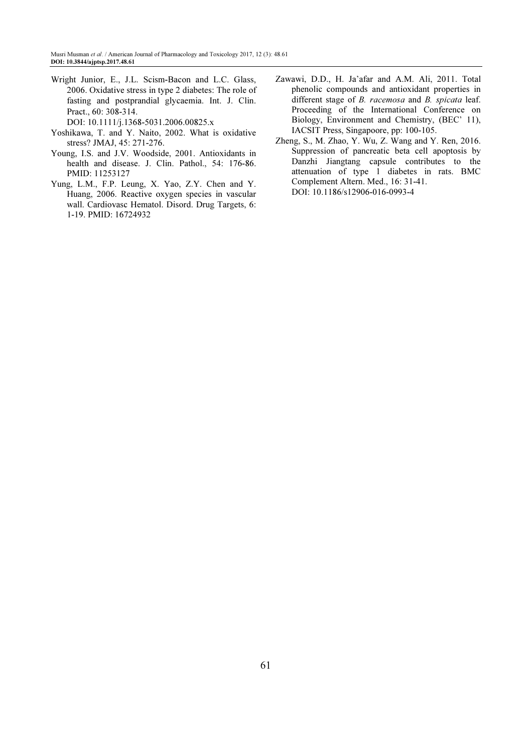Wright Junior, E., J.L. Scism-Bacon and L.C. Glass, 2006. Oxidative stress in type 2 diabetes: The role of fasting and postprandial glycaemia. Int. J. Clin. Pract., 60: 308-314.
DOI: 10.1111/j.1368-5031.2006.00825.x

Yoshikawa, T. and Y. Naito, 2002. What is oxidative stress? JMAJ, 45: 271-276.

Young, I.S. and J.V. Woodside, 2001. Antioxidants in health and disease. J. Clin. Pathol., 54: 176-86. PMID: 11253127

Yung, L.M., F.P. Leung, X. Yao, Z.Y. Chen and Y. Huang, 2006. Reactive oxygen species in vascular wall. Cardiovasc Hematol. Disord. Drug Targets, 6: 1-19. PMID: 16724932

Zawawi, D.D., H. Ja'afar and A.M. Ali, 2011. Total phenolic compounds and antioxidant properties in different stage of *B. racemosa* and *B. spicata* leaf. Proceeding of the International Conference on Biology, Environment and Chemistry, (BEC' 11), IACSIT Press, Singapoore, pp: 100-105.

Zheng, S., M. Zhao, Y. Wu, Z. Wang and Y. Ren, 2016. Suppression of pancreatic beta cell apoptosis by Danzhi Jiangtang capsule contributes to the attenuation of type 1 diabetes in rats. BMC Complement Altern. Med., 16: 31-41.
DOI: 10.1186/s12906-016-0993-4